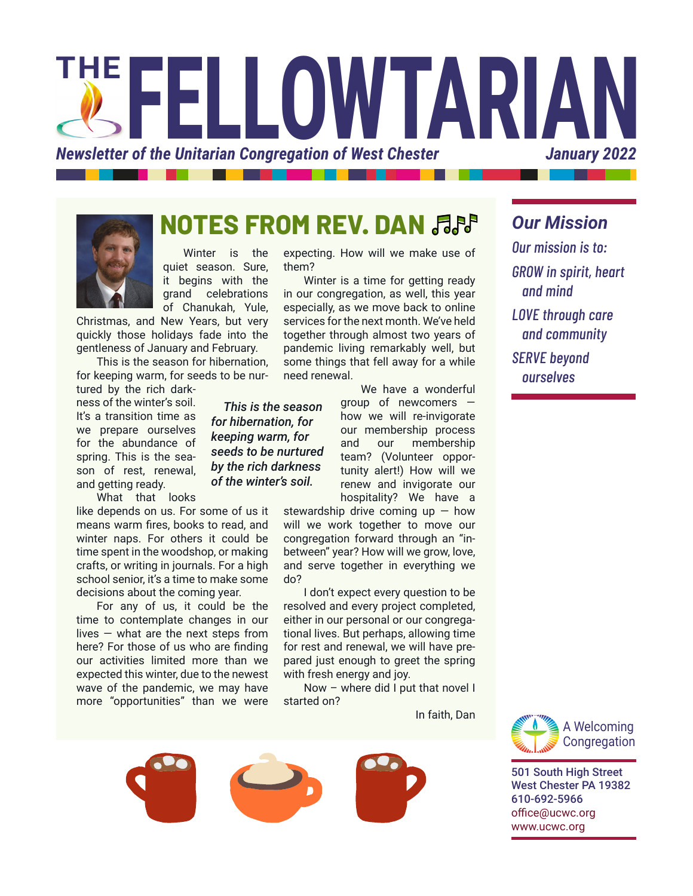# THE FELLOWTARIAN

*Newsletter of the Unitarian Congregation of West Chester* — *January 2022*

## NOTES FROM REV. DAN

Winter is the quiet season. Sure, it begins with the grand celebrations of Chanukah, Yule, Christmas, and New Years, but very quickly those holidays fade into the gentleness of January and February.

This is the season for hibernation, for keeping warm, for seeds to be nurtured by the rich darkness of the winter's soil. It's a transition time as we prepare ourselves for the abundance of spring. This is the season of rest, renewal, and getting ready.

> ***This is the season for hibernation, for keeping warm, for seeds to be nurtured by the rich darkness of the winter's soil.***

What that looks like depends on us. For some of us it means warm fires, books to read, and winter naps. For others it could be time spent in the woodshop, or making crafts, or writing in journals. For a high school senior, it's a time to make some decisions about the coming year.

For any of us, it could be the time to contemplate changes in our lives — what are the next steps from here? For those of us who are finding our activities limited more than we expected this winter, due to the newest wave of the pandemic, we may have more "opportunities" than we were expecting. How will we make use of them?

Winter is a time for getting ready in our congregation, as well, this year especially, as we move back to online services for the next month. We've held together through almost two years of pandemic living remarkably well, but some things that fell away for a while need renewal.

We have a wonderful group of newcomers — how we will re-invigorate our membership process and our membership team? (Volunteer opportunity alert!) How will we renew and invigorate our hospitality? We have a stewardship drive coming up — how will we work together to move our congregation forward through an "in-between" year? How will we grow, love, and serve together in everything we do?

I don't expect every question to be resolved and every project completed, either in our personal or our congregational lives. But perhaps, allowing time for rest and renewal, we will have prepared just enough to greet the spring with fresh energy and joy.

Now – where did I put that novel I started on?

In faith, Dan

---

### Our Mission

*Our mission is to:*

*GROW in spirit, heart and mind*

*LOVE through care and community*

*SERVE beyond ourselves*

---

A Welcoming Congregation

501 South High Street
West Chester PA 19382
610-692-5966
office@ucwc.org
www.ucwc.org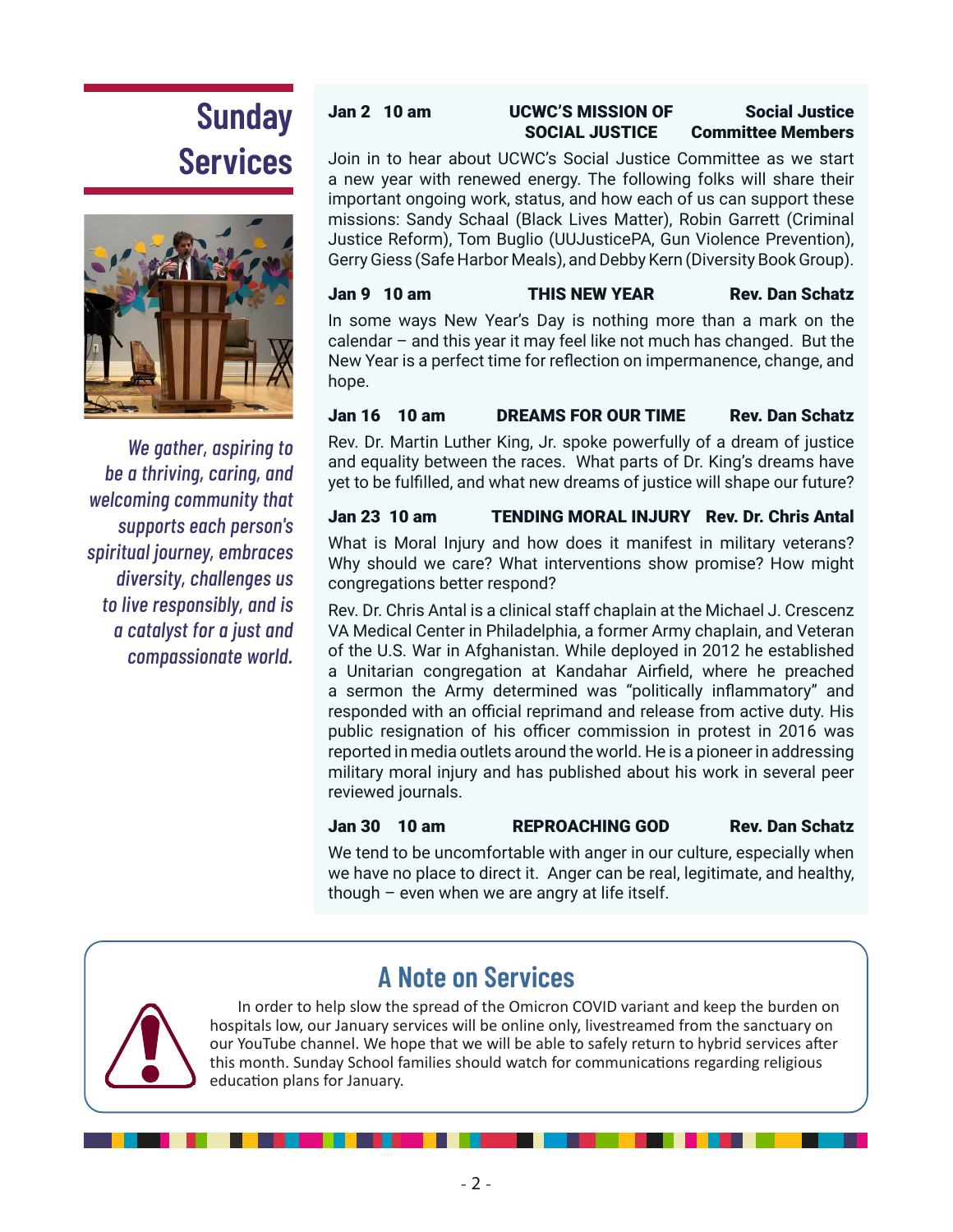# Sunday Services

*We gather, aspiring to be a thriving, caring, and welcoming community that supports each person's spiritual journey, embraces diversity, challenges us to live responsibly, and is a catalyst for a just and compassionate world.*

**Jan 2 10 am — UCWC'S MISSION OF SOCIAL JUSTICE — Social Justice Committee Members**

Join in to hear about UCWC's Social Justice Committee as we start a new year with renewed energy. The following folks will share their important ongoing work, status, and how each of us can support these missions: Sandy Schaal (Black Lives Matter), Robin Garrett (Criminal Justice Reform), Tom Buglio (UUJusticePA, Gun Violence Prevention), Gerry Giess (Safe Harbor Meals), and Debby Kern (Diversity Book Group).

**Jan 9 10 am — THIS NEW YEAR — Rev. Dan Schatz**

In some ways New Year's Day is nothing more than a mark on the calendar – and this year it may feel like not much has changed. But the New Year is a perfect time for reflection on impermanence, change, and hope.

**Jan 16 10 am — DREAMS FOR OUR TIME — Rev. Dan Schatz**

Rev. Dr. Martin Luther King, Jr. spoke powerfully of a dream of justice and equality between the races. What parts of Dr. King's dreams have yet to be fulfilled, and what new dreams of justice will shape our future?

**Jan 23 10 am — TENDING MORAL INJURY — Rev. Dr. Chris Antal**

What is Moral Injury and how does it manifest in military veterans? Why should we care? What interventions show promise? How might congregations better respond?

Rev. Dr. Chris Antal is a clinical staff chaplain at the Michael J. Crescenz VA Medical Center in Philadelphia, a former Army chaplain, and Veteran of the U.S. War in Afghanistan. While deployed in 2012 he established a Unitarian congregation at Kandahar Airfield, where he preached a sermon the Army determined was "politically inflammatory" and responded with an official reprimand and release from active duty. His public resignation of his officer commission in protest in 2016 was reported in media outlets around the world. He is a pioneer in addressing military moral injury and has published about his work in several peer reviewed journals.

**Jan 30 10 am — REPROACHING GOD — Rev. Dan Schatz**

We tend to be uncomfortable with anger in our culture, especially when we have no place to direct it. Anger can be real, legitimate, and healthy, though – even when we are angry at life itself.

## A Note on Services

In order to help slow the spread of the Omicron COVID variant and keep the burden on hospitals low, our January services will be online only, livestreamed from the sanctuary on our YouTube channel. We hope that we will be able to safely return to hybrid services after this month. Sunday School families should watch for communications regarding religious education plans for January.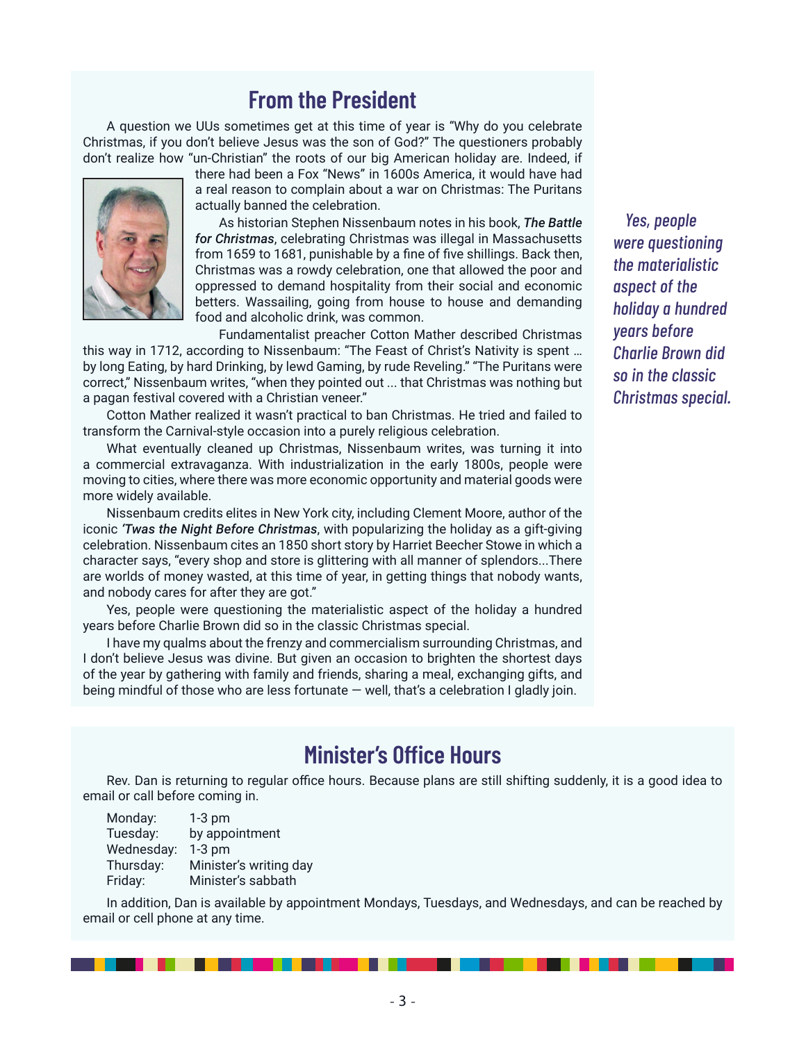## From the President

A question we UUs sometimes get at this time of year is "Why do you celebrate Christmas, if you don't believe Jesus was the son of God?" The questioners probably don't realize how "un-Christian" the roots of our big American holiday are. Indeed, if there had been a Fox "News" in 1600s America, it would have had a real reason to complain about a war on Christmas: The Puritans actually banned the celebration.

As historian Stephen Nissenbaum notes in his book, ***The Battle for Christmas***, celebrating Christmas was illegal in Massachusetts from 1659 to 1681, punishable by a fine of five shillings. Back then, Christmas was a rowdy celebration, one that allowed the poor and oppressed to demand hospitality from their social and economic betters. Wassailing, going from house to house and demanding food and alcoholic drink, was common.

Fundamentalist preacher Cotton Mather described Christmas this way in 1712, according to Nissenbaum: "The Feast of Christ's Nativity is spent … by long Eating, by hard Drinking, by lewd Gaming, by rude Reveling." "The Puritans were correct," Nissenbaum writes, "when they pointed out ... that Christmas was nothing but a pagan festival covered with a Christian veneer."

Cotton Mather realized it wasn't practical to ban Christmas. He tried and failed to transform the Carnival-style occasion into a purely religious celebration.

What eventually cleaned up Christmas, Nissenbaum writes, was turning it into a commercial extravaganza. With industrialization in the early 1800s, people were moving to cities, where there was more economic opportunity and material goods were more widely available.

Nissenbaum credits elites in New York city, including Clement Moore, author of the iconic ***'Twas the Night Before Christmas***, with popularizing the holiday as a gift-giving celebration. Nissenbaum cites an 1850 short story by Harriet Beecher Stowe in which a character says, "every shop and store is glittering with all manner of splendors...There are worlds of money wasted, at this time of year, in getting things that nobody wants, and nobody cares for after they are got."

Yes, people were questioning the materialistic aspect of the holiday a hundred years before Charlie Brown did so in the classic Christmas special.

I have my qualms about the frenzy and commercialism surrounding Christmas, and I don't believe Jesus was divine. But given an occasion to brighten the shortest days of the year by gathering with family and friends, sharing a meal, exchanging gifts, and being mindful of those who are less fortunate — well, that's a celebration I gladly join.

*Yes, people were questioning the materialistic aspect of the holiday a hundred years before Charlie Brown did so in the classic Christmas special.*

## Minister's Office Hours

Rev. Dan is returning to regular office hours. Because plans are still shifting suddenly, it is a good idea to email or call before coming in.

| | |
|---|---|
| Monday: | 1-3 pm |
| Tuesday: | by appointment |
| Wednesday: | 1-3 pm |
| Thursday: | Minister's writing day |
| Friday: | Minister's sabbath |

In addition, Dan is available by appointment Mondays, Tuesdays, and Wednesdays, and can be reached by email or cell phone at any time.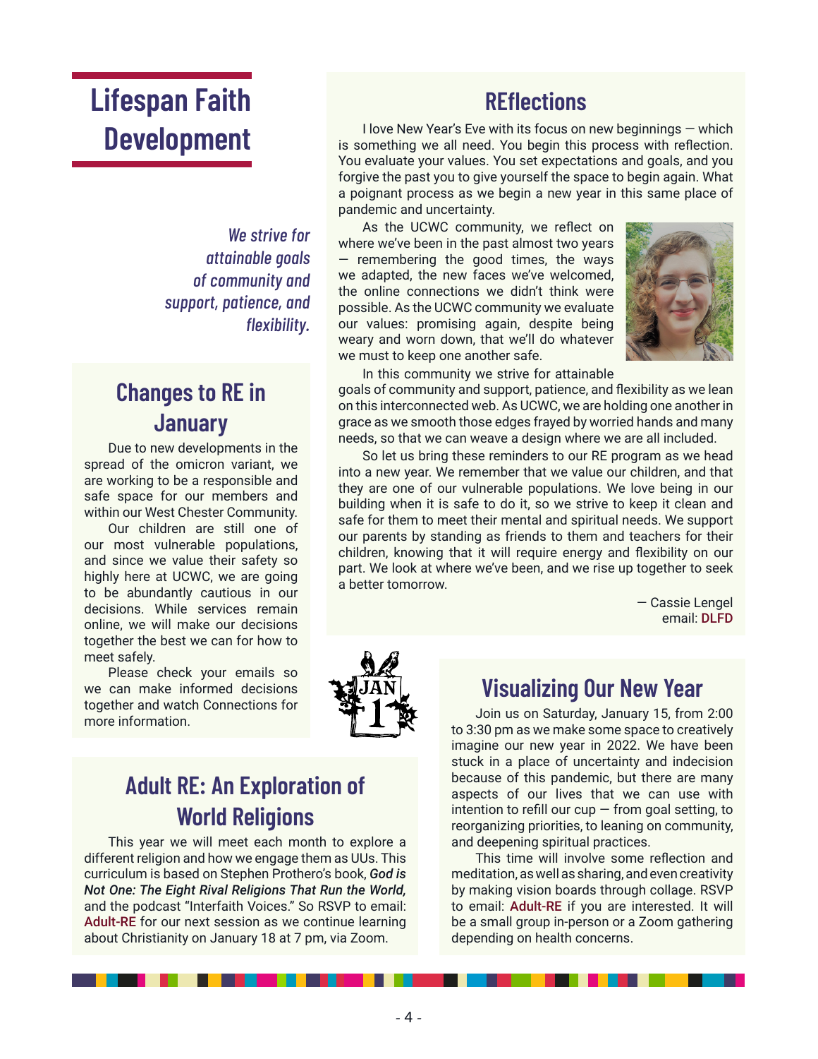# Lifespan Faith Development

*We strive for attainable goals of community and support, patience, and flexibility.*

## REflections

I love New Year's Eve with its focus on new beginnings — which is something we all need. You begin this process with reflection. You evaluate your values. You set expectations and goals, and you forgive the past you to give yourself the space to begin again. What a poignant process as we begin a new year in this same place of pandemic and uncertainty.

As the UCWC community, we reflect on where we've been in the past almost two years — remembering the good times, the ways we adapted, the new faces we've welcomed, the online connections we didn't think were possible. As the UCWC community we evaluate our values: promising again, despite being weary and worn down, that we'll do whatever we must to keep one another safe.

In this community we strive for attainable goals of community and support, patience, and flexibility as we lean on this interconnected web. As UCWC, we are holding one another in grace as we smooth those edges frayed by worried hands and many needs, so that we can weave a design where we are all included.

So let us bring these reminders to our RE program as we head into a new year. We remember that we value our children, and that they are one of our vulnerable populations. We love being in our building when it is safe to do it, so we strive to keep it clean and safe for them to meet their mental and spiritual needs. We support our parents by standing as friends to them and teachers for their children, knowing that it will require energy and flexibility on our part. We look at where we've been, and we rise up together to seek a better tomorrow.

— Cassie Lengel
email: DLFD

## Changes to RE in January

Due to new developments in the spread of the omicron variant, we are working to be a responsible and safe space for our members and within our West Chester Community.

Our children are still one of our most vulnerable populations, and since we value their safety so highly here at UCWC, we are going to be abundantly cautious in our decisions. While services remain online, we will make our decisions together the best we can for how to meet safely.

Please check your emails so we can make informed decisions together and watch Connections for more information.

## Visualizing Our New Year

Join us on Saturday, January 15, from 2:00 to 3:30 pm as we make some space to creatively imagine our new year in 2022. We have been stuck in a place of uncertainty and indecision because of this pandemic, but there are many aspects of our lives that we can use with intention to refill our cup — from goal setting, to reorganizing priorities, to leaning on community, and deepening spiritual practices.

This time will involve some reflection and meditation, as well as sharing, and even creativity by making vision boards through collage. RSVP to email: Adult-RE if you are interested. It will be a small group in-person or a Zoom gathering depending on health concerns.

## Adult RE: An Exploration of World Religions

This year we will meet each month to explore a different religion and how we engage them as UUs. This curriculum is based on Stephen Prothero's book, ***God is Not One: The Eight Rival Religions That Run the World,*** and the podcast "Interfaith Voices." So RSVP to email: Adult-RE for our next session as we continue learning about Christianity on January 18 at 7 pm, via Zoom.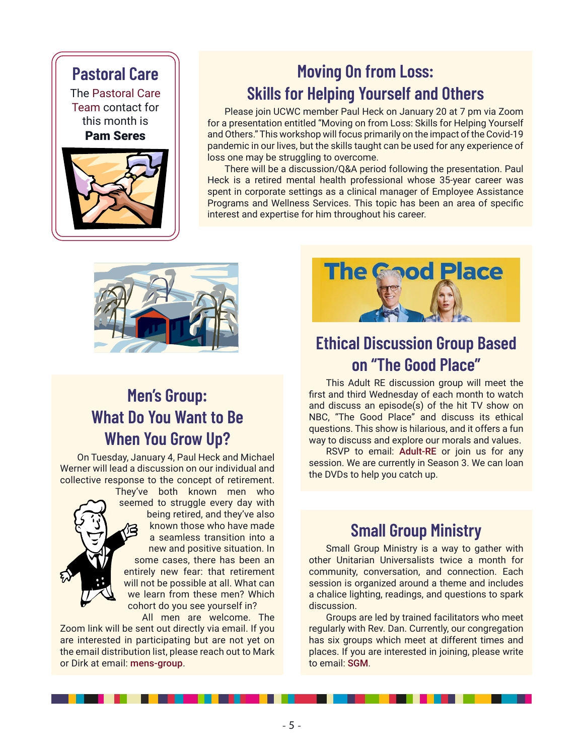## Pastoral Care

The Pastoral Care Team contact for this month is **Pam Seres**

## Moving On from Loss: Skills for Helping Yourself and Others

Please join UCWC member Paul Heck on January 20 at 7 pm via Zoom for a presentation entitled "Moving on from Loss: Skills for Helping Yourself and Others." This workshop will focus primarily on the impact of the Covid-19 pandemic in our lives, but the skills taught can be used for any experience of loss one may be struggling to overcome.

There will be a discussion/Q&A period following the presentation. Paul Heck is a retired mental health professional whose 35-year career was spent in corporate settings as a clinical manager of Employee Assistance Programs and Wellness Services. This topic has been an area of specific interest and expertise for him throughout his career.

## Men's Group: What Do You Want to Be When You Grow Up?

On Tuesday, January 4, Paul Heck and Michael Werner will lead a discussion on our individual and collective response to the concept of retirement.

They've both known men who seemed to struggle every day with being retired, and they've also known those who have made a seamless transition into a new and positive situation. In some cases, there has been an entirely new fear: that retirement will not be possible at all. What can we learn from these men? Which cohort do you see yourself in?

All men are welcome. The Zoom link will be sent out directly via email. If you are interested in participating but are not yet on the email distribution list, please reach out to Mark or Dirk at email: mens-group.

## Ethical Discussion Group Based on "The Good Place"

This Adult RE discussion group will meet the first and third Wednesday of each month to watch and discuss an episode(s) of the hit TV show on NBC, "The Good Place" and discuss its ethical questions. This show is hilarious, and it offers a fun way to discuss and explore our morals and values.

RSVP to email: Adult-RE or join us for any session. We are currently in Season 3. We can loan the DVDs to help you catch up.

## Small Group Ministry

Small Group Ministry is a way to gather with other Unitarian Universalists twice a month for community, conversation, and connection. Each session is organized around a theme and includes a chalice lighting, readings, and questions to spark discussion.

Groups are led by trained facilitators who meet regularly with Rev. Dan. Currently, our congregation has six groups which meet at different times and places. If you are interested in joining, please write to email: SGM.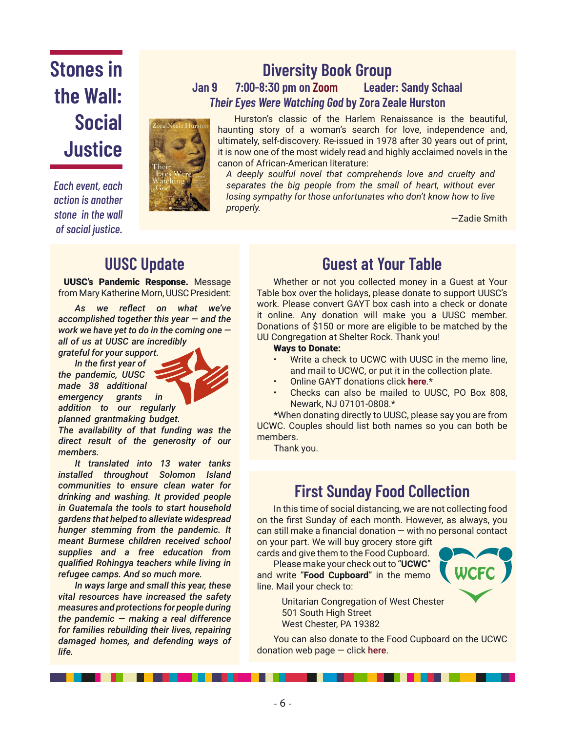# Stones in the Wall: Social Justice

*Each event, each action is another stone in the wall of social justice.*

## Diversity Book Group

**Jan 9 7:00-8:30 pm on Zoom Leader: Sandy Schaal**

***Their Eyes Were Watching God* by Zora Zeale Hurston**

Hurston's classic of the Harlem Renaissance is the beautiful, haunting story of a woman's search for love, independence and, ultimately, self-discovery. Re-issued in 1978 after 30 years out of print, it is now one of the most widely read and highly acclaimed novels in the canon of African-American literature:

> *A deeply soulful novel that comprehends love and cruelty and separates the big people from the small of heart, without ever losing sympathy for those unfortunates who don't know how to live properly.*
>
> —Zadie Smith

## UUSC Update

**UUSC's Pandemic Response.** Message from Mary Katherine Morn, UUSC President:

*As we reflect on what we've accomplished together this year — and the work we have yet to do in the coming one — all of us at UUSC are incredibly grateful for your support.*

*In the first year of the pandemic, UUSC made 38 additional emergency grants in addition to our regularly planned grantmaking budget. The availability of that funding was the direct result of the generosity of our members.*

*It translated into 13 water tanks installed throughout Solomon Island communities to ensure clean water for drinking and washing. It provided people in Guatemala the tools to start household gardens that helped to alleviate widespread hunger stemming from the pandemic. It meant Burmese children received school supplies and a free education from qualified Rohingya teachers while living in refugee camps. And so much more.*

*In ways large and small this year, these vital resources have increased the safety measures and protections for people during the pandemic — making a real difference for families rebuilding their lives, repairing damaged homes, and defending ways of life.*

## Guest at Your Table

Whether or not you collected money in a Guest at Your Table box over the holidays, please donate to support UUSC's work. Please convert GAYT box cash into a check or donate it online. Any donation will make you a UUSC member. Donations of $150 or more are eligible to be matched by the UU Congregation at Shelter Rock. Thank you!

**Ways to Donate:**

- Write a check to UCWC with UUSC in the memo line, and mail to UCWC, or put it in the collection plate.
- Online GAYT donations click **here**.*
- Checks can also be mailed to UUSC, PO Box 808, Newark, NJ 07101-0808.*

**\***When donating directly to UUSC, please say you are from UCWC. Couples should list both names so you can both be members.

Thank you.

## First Sunday Food Collection

In this time of social distancing, we are not collecting food on the first Sunday of each month. However, as always, you can still make a financial donation — with no personal contact on your part. We will buy grocery store gift cards and give them to the Food Cupboard.

Please make your check out to "**UCWC**" and write "**Food Cupboard**" in the memo line. Mail your check to:

Unitarian Congregation of West Chester
501 South High Street
West Chester, PA 19382

You can also donate to the Food Cupboard on the UCWC donation web page — click **here**.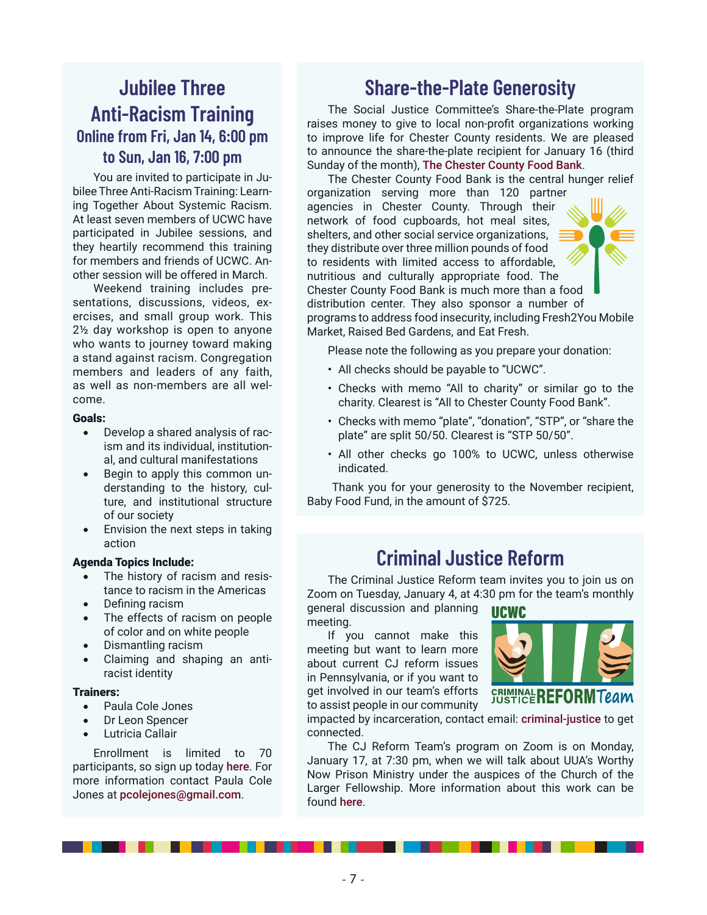## Jubilee Three Anti-Racism Training

### Online from Fri, Jan 14, 6:00 pm to Sun, Jan 16, 7:00 pm

You are invited to participate in Jubilee Three Anti-Racism Training: Learning Together About Systemic Racism. At least seven members of UCWC have participated in Jubilee sessions, and they heartily recommend this training for members and friends of UCWC. Another session will be offered in March.

Weekend training includes presentations, discussions, videos, exercises, and small group work. This 2½ day workshop is open to anyone who wants to journey toward making a stand against racism. Congregation members and leaders of any faith, as well as non-members are all welcome.

**Goals:**

- Develop a shared analysis of racism and its individual, institutional, and cultural manifestations
- Begin to apply this common understanding to the history, culture, and institutional structure of our society
- Envision the next steps in taking action

**Agenda Topics Include:**

- The history of racism and resistance to racism in the Americas
- Defining racism
- The effects of racism on people of color and on white people
- Dismantling racism
- Claiming and shaping an anti-racist identity

**Trainers:**

- Paula Cole Jones
- Dr Leon Spencer
- Lutricia Callair

Enrollment is limited to 70 participants, so sign up today here. For more information contact Paula Cole Jones at pcolejones@gmail.com.

## Share-the-Plate Generosity

The Social Justice Committee's Share-the-Plate program raises money to give to local non-profit organizations working to improve life for Chester County residents. We are pleased to announce the share-the-plate recipient for January 16 (third Sunday of the month), The Chester County Food Bank.

The Chester County Food Bank is the central hunger relief organization serving more than 120 partner agencies in Chester County. Through their network of food cupboards, hot meal sites, shelters, and other social service organizations, they distribute over three million pounds of food to residents with limited access to affordable, nutritious and culturally appropriate food. The Chester County Food Bank is much more than a food distribution center. They also sponsor a number of programs to address food insecurity, including Fresh2You Mobile Market, Raised Bed Gardens, and Eat Fresh.

Please note the following as you prepare your donation:

- All checks should be payable to "UCWC".
- Checks with memo "All to charity" or similar go to the charity. Clearest is "All to Chester County Food Bank".
- Checks with memo "plate", "donation", "STP", or "share the plate" are split 50/50. Clearest is "STP 50/50".
- All other checks go 100% to UCWC, unless otherwise indicated.

Thank you for your generosity to the November recipient, Baby Food Fund, in the amount of $725.

## Criminal Justice Reform

The Criminal Justice Reform team invites you to join us on Zoom on Tuesday, January 4, at 4:30 pm for the team's monthly general discussion and planning meeting.

If you cannot make this meeting but want to learn more about current CJ reform issues in Pennsylvania, or if you want to get involved in our team's efforts to assist people in our community impacted by incarceration, contact email: criminal-justice to get connected.

The CJ Reform Team's program on Zoom is on Monday, January 17, at 7:30 pm, when we will talk about UUA's Worthy Now Prison Ministry under the auspices of the Church of the Larger Fellowship. More information about this work can be found here.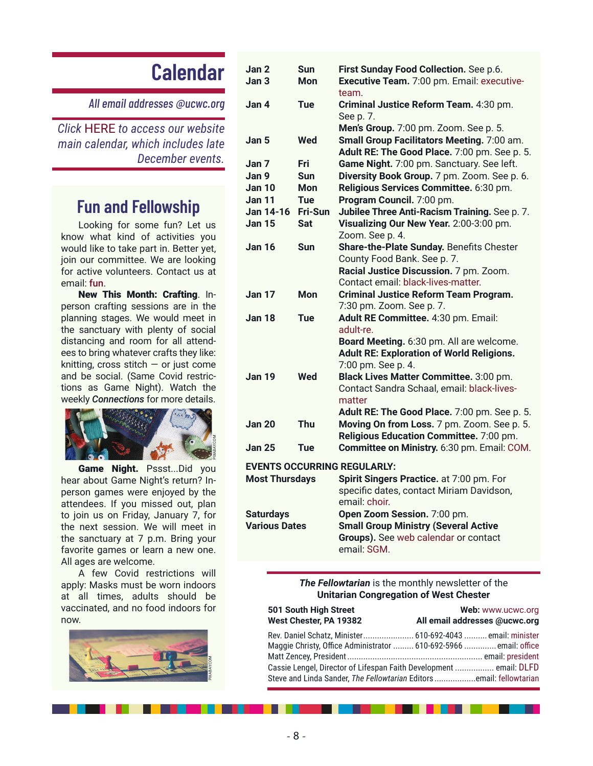# Calendar

*All email addresses @ucwc.org*

*Click HERE to access our website main calendar, which includes late December events.*

## Fun and Fellowship

Looking for some fun? Let us know what kind of activities you would like to take part in. Better yet, join our committee. We are looking for active volunteers. Contact us at email: fun.

**New This Month: Crafting**. In-person crafting sessions are in the planning stages. We would meet in the sanctuary with plenty of social distancing and room for all attendees to bring whatever crafts they like: knitting, cross stitch — or just come and be social. (Same Covid restrictions as Game Night). Watch the weekly ***Connections*** for more details.

PIXABAY.COM

**Game Night.** Pssst...Did you hear about Game Night's return? In-person games were enjoyed by the attendees. If you missed out, plan to join us on Friday, January 7, for the next session. We will meet in the sanctuary at 7 p.m. Bring your favorite games or learn a new one. All ages are welcome.

A few Covid restrictions will apply: Masks must be worn indoors at all times, adults should be vaccinated, and no food indoors for now.

PIXABAY.COM

| | | |
|---|---|---|
| **Jan 2** | **Sun** | **First Sunday Food Collection.** See p.6. |
| **Jan 3** | **Mon** | **Executive Team.** 7:00 pm. Email: executive-team. |
| **Jan 4** | **Tue** | **Criminal Justice Reform Team.** 4:30 pm. See p. 7. |
| | | **Men's Group.** 7:00 pm. Zoom. See p. 5. |
| **Jan 5** | **Wed** | **Small Group Facilitators Meeting.** 7:00 am. |
| | | **Adult RE: The Good Place.** 7:00 pm. See p. 5. |
| **Jan 7** | **Fri** | **Game Night.** 7:00 pm. Sanctuary. See left. |
| **Jan 9** | **Sun** | **Diversity Book Group.** 7 pm. Zoom. See p. 6. |
| **Jan 10** | **Mon** | **Religious Services Committee.** 6:30 pm. |
| **Jan 11** | **Tue** | **Program Council.** 7:00 pm. |
| **Jan 14-16** | **Fri-Sun** | **Jubilee Three Anti-Racism Training.** See p. 7. |
| **Jan 15** | **Sat** | **Visualizing Our New Year.** 2:00-3:00 pm. Zoom. See p. 4. |
| **Jan 16** | **Sun** | **Share-the-Plate Sunday.** Benefits Chester County Food Bank. See p. 7. |
| | | **Racial Justice Discussion.** 7 pm. Zoom. Contact email: black-lives-matter. |
| **Jan 17** | **Mon** | **Criminal Justice Reform Team Program.** 7:30 pm. Zoom. See p. 7. |
| **Jan 18** | **Tue** | **Adult RE Committee.** 4:30 pm. Email: adult-re. |
| | | **Board Meeting.** 6:30 pm. All are welcome. |
| | | **Adult RE: Exploration of World Religions.** 7:00 pm. See p. 4. |
| **Jan 19** | **Wed** | **Black Lives Matter Committee.** 3:00 pm. Contact Sandra Schaal, email: black-lives-matter |
| | | **Adult RE: The Good Place.** 7:00 pm. See p. 5. |
| **Jan 20** | **Thu** | **Moving On from Loss.** 7 pm. Zoom. See p. 5. |
| | | **Religious Education Committee.** 7:00 pm. |
| **Jan 25** | **Tue** | **Committee on Ministry.** 6:30 pm. Email: COM. |

**EVENTS OCCURRING REGULARLY:**

| | |
|---|---|
| **Most Thursdays** | **Spirit Singers Practice.** at 7:00 pm. For specific dates, contact Miriam Davidson, email: choir. |
| **Saturdays** | **Open Zoom Session.** 7:00 pm. |
| **Various Dates** | **Small Group Ministry (Several Active Groups).** See web calendar or contact email: SGM. |

***The Fellowtarian*** is the monthly newsletter of the **Unitarian Congregation of West Chester**

**501 South High Street**
**West Chester, PA 19382**

**Web:** www.ucwc.org
**All email addresses @ucwc.org**

Rev. Daniel Schatz, Minister ...................... 610-692-4043 .......... email: minister
Maggie Christy, Office Administrator ......... 610-692-5966 ............. email: office
Matt Zencey, President ......................................................... email: president
Cassie Lengel, Director of Lifespan Faith Development ................. email: DLFD
Steve and Linda Sander, *The Fellowtarian* Editors ..................email: fellowtarian